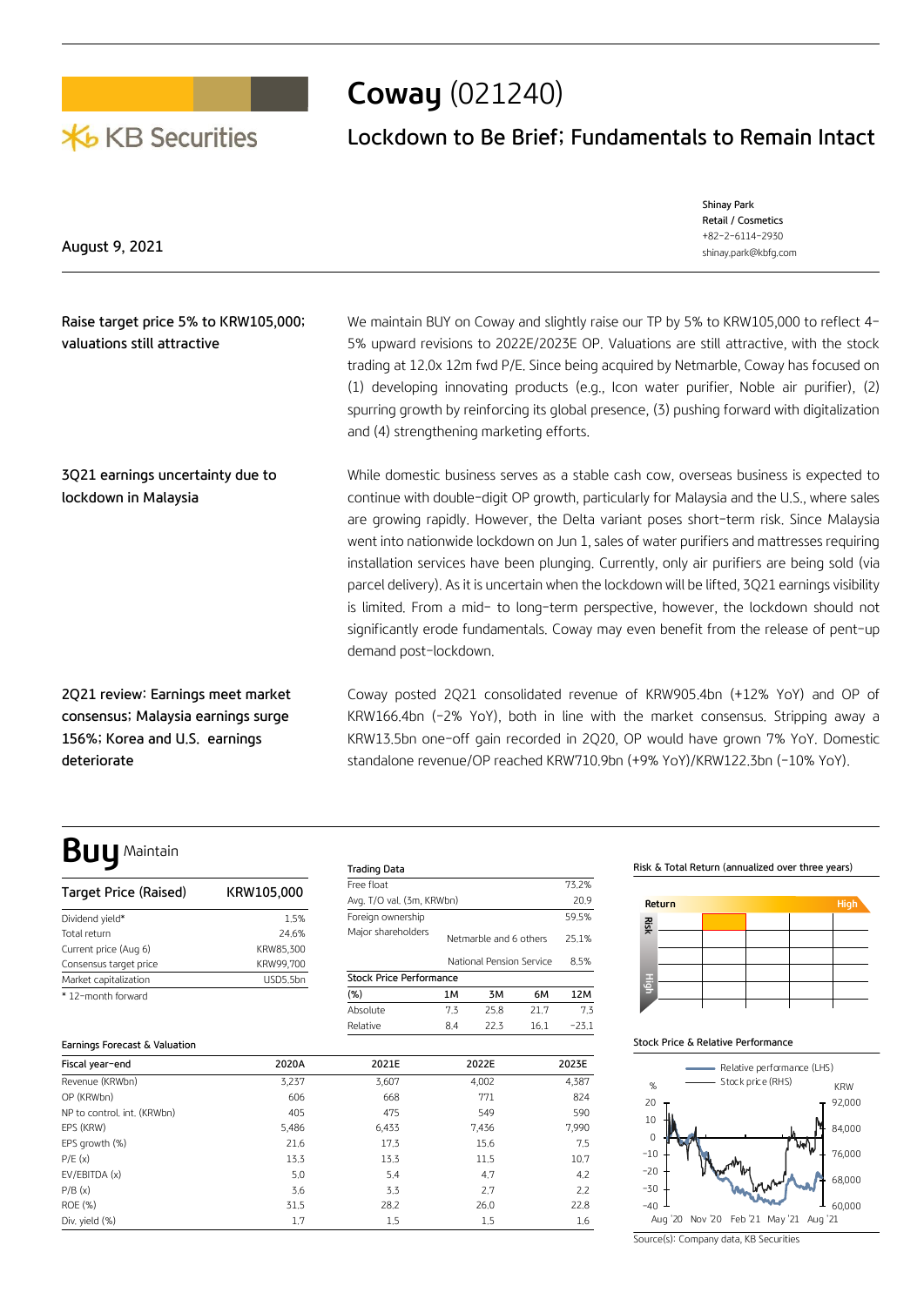KB Securities

# Coway (021240)

## Lockdown to Be Brief; Fundamentals to Remain Intact

August 9, 2021

Shinay Park
Retail / Cosmetics
+82-2-6114-2930
shinay.park@kbfg.com

**Raise target price 5% to KRW105,000; valuations still attractive**

We maintain BUY on Coway and slightly raise our TP by 5% to KRW105,000 to reflect 4-5% upward revisions to 2022E/2023E OP. Valuations are still attractive, with the stock trading at 12.0x 12m fwd P/E. Since being acquired by Netmarble, Coway has focused on (1) developing innovating products (e.g., Icon water purifier, Noble air purifier), (2) spurring growth by reinforcing its global presence, (3) pushing forward with digitalization and (4) strengthening marketing efforts.

**3Q21 earnings uncertainty due to lockdown in Malaysia**

While domestic business serves as a stable cash cow, overseas business is expected to continue with double-digit OP growth, particularly for Malaysia and the U.S., where sales are growing rapidly. However, the Delta variant poses short-term risk. Since Malaysia went into nationwide lockdown on Jun 1, sales of water purifiers and mattresses requiring installation services have been plunging. Currently, only air purifiers are being sold (via parcel delivery). As it is uncertain when the lockdown will be lifted, 3Q21 earnings visibility is limited. From a mid- to long-term perspective, however, the lockdown should not significantly erode fundamentals. Coway may even benefit from the release of pent-up demand post-lockdown.

**2Q21 review: Earnings meet market consensus; Malaysia earnings surge 156%; Korea and U.S. earnings deteriorate**

Coway posted 2Q21 consolidated revenue of KRW905.4bn (+12% YoY) and OP of KRW166.4bn (-2% YoY), both in line with the market consensus. Stripping away a KRW13.5bn one-off gain recorded in 2Q20, OP would have grown 7% YoY. Domestic standalone revenue/OP reached KRW710.9bn (+9% YoY)/KRW122.3bn (-10% YoY).

# Buy Maintain

| Target Price (Raised) | KRW105,000 |
|---|---|
| Dividend yield* | 1.5% |
| Total return | 24.6% |
| Current price (Aug 6) | KRW85,300 |
| Consensus target price | KRW99,700 |
| Market capitalization | USD5.5bn |

\* 12-month forward

**Trading Data**

| | |
|---|---|
| Free float | 73.2% |
| Avg. T/O val. (3m, KRWbn) | 20.9 |
| Foreign ownership | 59.5% |
| Major shareholders: Netmarble and 6 others | 25.1% |
| National Pension Service | 8.5% |

**Stock Price Performance**

| (%) | 1M | 3M | 6M | 12M |
|---|---|---|---|---|
| Absolute | 7.3 | 25.8 | 21.7 | 7.3 |
| Relative | 8.4 | 22.3 | 16.1 | -23.1 |

**Risk & Total Return (annualized over three years)**

**Earnings Forecast & Valuation**

| Fiscal year-end | 2020A | 2021E | 2022E | 2023E |
|---|---|---|---|---|
| Revenue (KRWbn) | 3,237 | 3,607 | 4,002 | 4,387 |
| OP (KRWbn) | 606 | 668 | 771 | 824 |
| NP to control. int. (KRWbn) | 405 | 475 | 549 | 590 |
| EPS (KRW) | 5,486 | 6,433 | 7,436 | 7,990 |
| EPS growth (%) | 21.6 | 17.3 | 15.6 | 7.5 |
| P/E (x) | 13.3 | 13.3 | 11.5 | 10.7 |
| EV/EBITDA (x) | 5.0 | 5.4 | 4.7 | 4.2 |
| P/B (x) | 3.6 | 3.3 | 2.7 | 2.2 |
| ROE (%) | 31.5 | 28.2 | 26.0 | 22.8 |
| Div. yield (%) | 1.7 | 1.5 | 1.5 | 1.6 |

**Stock Price & Relative Performance**

Source(s): Company data, KB Securities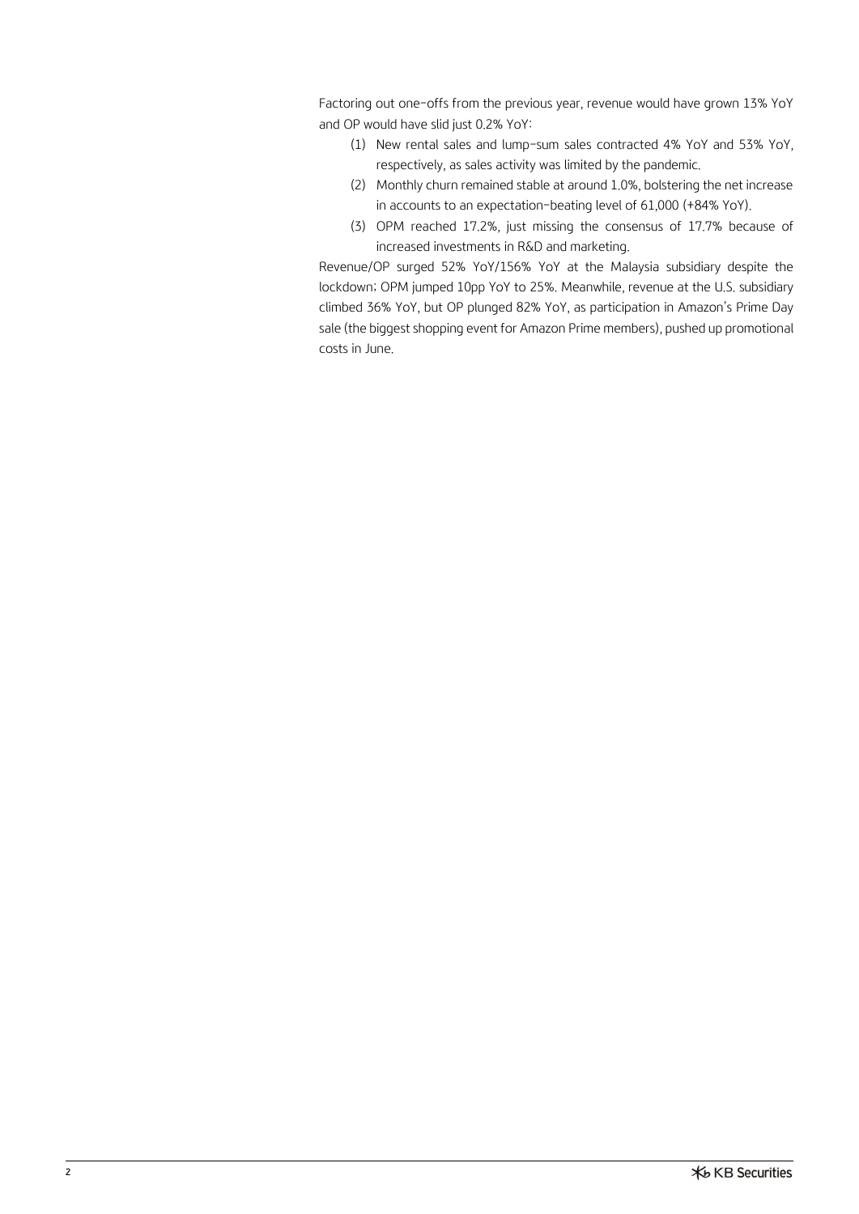Factoring out one-offs from the previous year, revenue would have grown 13% YoY and OP would have slid just 0.2% YoY:

(1) New rental sales and lump-sum sales contracted 4% YoY and 53% YoY, respectively, as sales activity was limited by the pandemic.

(2) Monthly churn remained stable at around 1.0%, bolstering the net increase in accounts to an expectation-beating level of 61,000 (+84% YoY).

(3) OPM reached 17.2%, just missing the consensus of 17.7% because of increased investments in R&D and marketing.

Revenue/OP surged 52% YoY/156% YoY at the Malaysia subsidiary despite the lockdown; OPM jumped 10pp YoY to 25%. Meanwhile, revenue at the U.S. subsidiary climbed 36% YoY, but OP plunged 82% YoY, as participation in Amazon's Prime Day sale (the biggest shopping event for Amazon Prime members), pushed up promotional costs in June.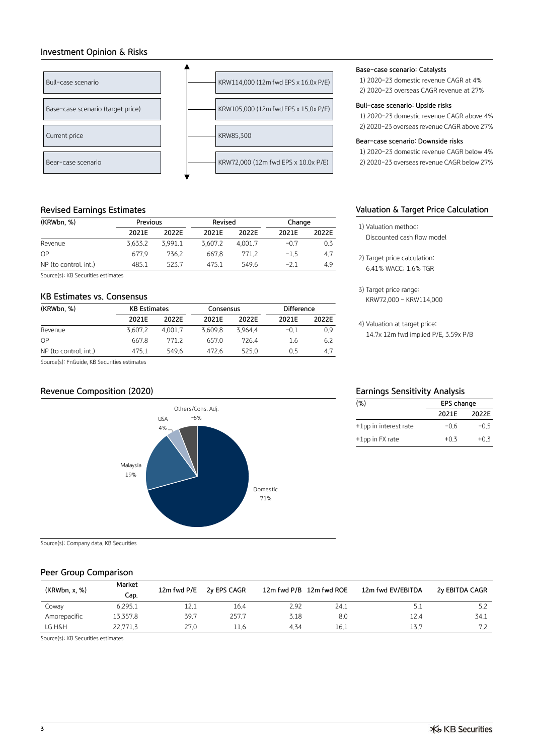## Investment Opinion & Risks

| Scenario | Price |
|---|---|
| Bull-case scenario | KRW114,000 (12m fwd EPS x 16.0x P/E) |
| Base-case scenario (target price) | KRW105,000 (12m fwd EPS x 15.0x P/E) |
| Current price | KRW85,300 |
| Bear-case scenario | KRW72,000 (12m fwd EPS x 10.0x P/E) |

**Base-case scenario: Catalysts**
1) 2020-23 domestic revenue CAGR at 4%
2) 2020-23 overseas CAGR revenue at 27%

**Bull-case scenario: Upside risks**
1) 2020-23 domestic revenue CAGR above 4%
2) 2020-23 overseas revenue CAGR above 27%

**Bear-case scenario: Downside risks**
1) 2020-23 domestic revenue CAGR below 4%
2) 2020-23 overseas revenue CAGR below 27%

## Revised Earnings Estimates

| (KRWbn, %) | Previous | | Revised | | Change | |
|---|---|---|---|---|---|---|
| | 2021E | 2022E | 2021E | 2022E | 2021E | 2022E |
| Revenue | 3,633.2 | 3,991.1 | 3,607.2 | 4,001.7 | -0.7 | 0.3 |
| OP | 677.9 | 736.2 | 667.8 | 771.2 | -1.5 | 4.7 |
| NP (to control. int.) | 485.1 | 523.7 | 475.1 | 549.6 | -2.1 | 4.9 |

Source(s): KB Securities estimates

## KB Estimates vs. Consensus

| (KRWbn, %) | KB Estimates | | Consensus | | Difference | |
|---|---|---|---|---|---|---|
| | 2021E | 2022E | 2021E | 2022E | 2021E | 2022E |
| Revenue | 3,607.2 | 4,001.7 | 3,609.8 | 3,964.4 | -0.1 | 0.9 |
| OP | 667.8 | 771.2 | 657.0 | 726.4 | 1.6 | 6.2 |
| NP (to control. int.) | 475.1 | 549.6 | 472.6 | 525.0 | 0.5 | 4.7 |

Source(s): FnGuide, KB Securities estimates

## Valuation & Target Price Calculation

1) Valuation method:
Discounted cash flow model

2) Target price calculation:
6.41% WACC; 1.6% TGR

3) Target price range:
KRW72,000 - KRW114,000

4) Valuation at target price:
14.7x 12m fwd implied P/E, 3.59x P/B

## Revenue Composition (2020)

Domestic 71%, Malaysia 19%, USA 4%, Others/Cons. Adj. 6%

Source(s): Company data, KB Securities

## Earnings Sensitivity Analysis

| (%) | EPS change | |
|---|---|---|
| | 2021E | 2022E |
| +1pp in interest rate | -0.6 | -0.5 |
| +1pp in FX rate | +0.3 | +0.3 |

## Peer Group Comparison

| (KRWbn, x, %) | Market Cap. | 12m fwd P/E | 2y EPS CAGR | 12m fwd P/B | 12m fwd ROE | 12m fwd EV/EBITDA | 2y EBITDA CAGR |
|---|---|---|---|---|---|---|---|
| Coway | 6,295.1 | 12.1 | 16.4 | 2.92 | 24.1 | 5.1 | 5.2 |
| Amorepacific | 13,357.8 | 39.7 | 257.7 | 3.18 | 8.0 | 12.4 | 34.1 |
| LG H&H | 22,771.3 | 27.0 | 11.6 | 4.34 | 16.1 | 13.7 | 7.2 |

Source(s): KB Securities estimates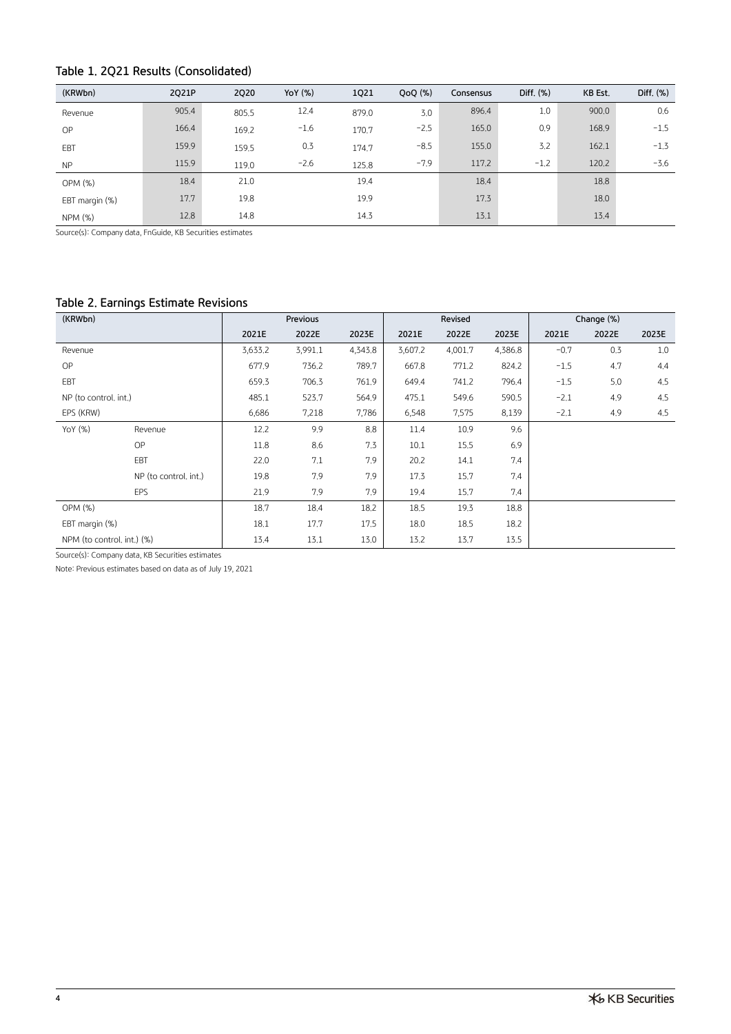## Table 1. 2Q21 Results (Consolidated)

| (KRWbn) | 2Q21P | 2Q20 | YoY (%) | 1Q21 | QoQ (%) | Consensus | Diff. (%) | KB Est. | Diff. (%) |
|---|---|---|---|---|---|---|---|---|---|
| Revenue | 905.4 | 805.5 | 12.4 | 879.0 | 3.0 | 896.4 | 1.0 | 900.0 | 0.6 |
| OP | 166.4 | 169.2 | -1.6 | 170.7 | -2.5 | 165.0 | 0.9 | 168.9 | -1.5 |
| EBT | 159.9 | 159.5 | 0.3 | 174.7 | -8.5 | 155.0 | 3.2 | 162.1 | -1.3 |
| NP | 115.9 | 119.0 | -2.6 | 125.8 | -7.9 | 117.2 | -1.2 | 120.2 | -3.6 |
| OPM (%) | 18.4 | 21.0 | | 19.4 | | 18.4 | | 18.8 | |
| EBT margin (%) | 17.7 | 19.8 | | 19.9 | | 17.3 | | 18.0 | |
| NPM (%) | 12.8 | 14.8 | | 14.3 | | 13.1 | | 13.4 | |

Source(s): Company data, FnGuide, KB Securities estimates

## Table 2. Earnings Estimate Revisions

| (KRWbn) | | Previous | | | Revised | | | Change (%) | | |
|---|---|---|---|---|---|---|---|---|---|---|
| | | 2021E | 2022E | 2023E | 2021E | 2022E | 2023E | 2021E | 2022E | 2023E |
| Revenue | | 3,633.2 | 3,991.1 | 4,343.8 | 3,607.2 | 4,001.7 | 4,386.8 | -0.7 | 0.3 | 1.0 |
| OP | | 677.9 | 736.2 | 789.7 | 667.8 | 771.2 | 824.2 | -1.5 | 4.7 | 4.4 |
| EBT | | 659.3 | 706.3 | 761.9 | 649.4 | 741.2 | 796.4 | -1.5 | 5.0 | 4.5 |
| NP (to control. int.) | | 485.1 | 523.7 | 564.9 | 475.1 | 549.6 | 590.5 | -2.1 | 4.9 | 4.5 |
| EPS (KRW) | | 6,686 | 7,218 | 7,786 | 6,548 | 7,575 | 8,139 | -2.1 | 4.9 | 4.5 |
| YoY (%) | Revenue | 12.2 | 9.9 | 8.8 | 11.4 | 10.9 | 9.6 | | | |
| | OP | 11.8 | 8.6 | 7.3 | 10.1 | 15.5 | 6.9 | | | |
| | EBT | 22.0 | 7.1 | 7.9 | 20.2 | 14.1 | 7.4 | | | |
| | NP (to control. int.) | 19.8 | 7.9 | 7.9 | 17.3 | 15.7 | 7.4 | | | |
| | EPS | 21.9 | 7.9 | 7.9 | 19.4 | 15.7 | 7.4 | | | |
| OPM (%) | | 18.7 | 18.4 | 18.2 | 18.5 | 19.3 | 18.8 | | | |
| EBT margin (%) | | 18.1 | 17.7 | 17.5 | 18.0 | 18.5 | 18.2 | | | |
| NPM (to control. int.) (%) | | 13.4 | 13.1 | 13.0 | 13.2 | 13.7 | 13.5 | | | |

Source(s): Company data, KB Securities estimates

Note: Previous estimates based on data as of July 19, 2021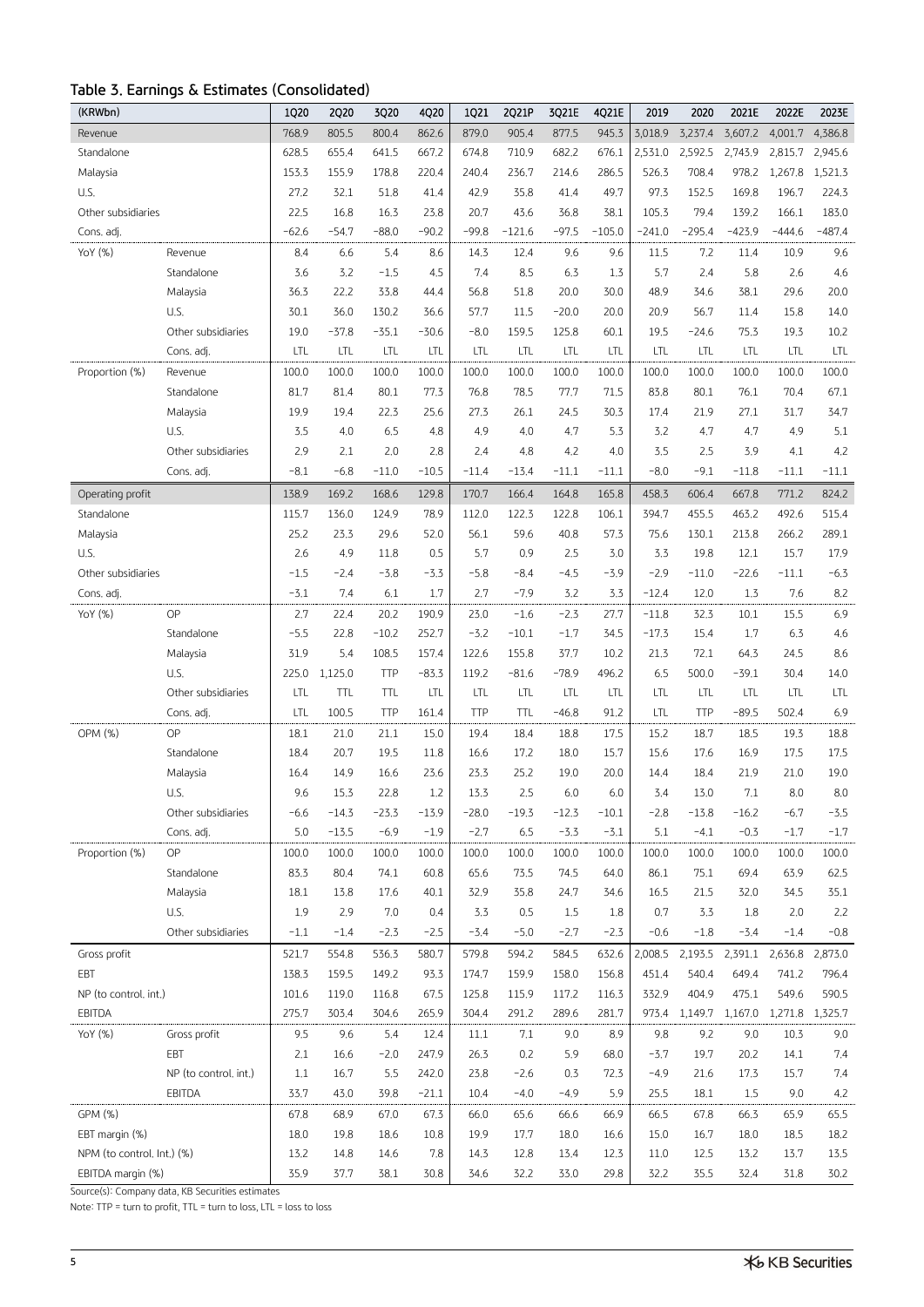## Table 3. Earnings & Estimates (Consolidated)

| (KRWbn) | | 1Q20 | 2Q20 | 3Q20 | 4Q20 | 1Q21 | 2Q21P | 3Q21E | 4Q21E | 2019 | 2020 | 2021E | 2022E | 2023E |
|---|---|---|---|---|---|---|---|---|---|---|---|---|---|---|
| Revenue | | 768.9 | 805.5 | 800.4 | 862.6 | 879.0 | 905.4 | 877.5 | 945.3 | 3,018.9 | 3,237.4 | 3,607.2 | 4,001.7 | 4,386.8 |
| Standalone | | 628.5 | 655.4 | 641.5 | 667.2 | 674.8 | 710.9 | 682.2 | 676.1 | 2,531.0 | 2,592.5 | 2,743.9 | 2,815.7 | 2,945.6 |
| Malaysia | | 153.3 | 155.9 | 178.8 | 220.4 | 240.4 | 236.7 | 214.6 | 286.5 | 526.3 | 708.4 | 978.2 | 1,267.8 | 1,521.3 |
| U.S. | | 27.2 | 32.1 | 51.8 | 41.4 | 42.9 | 35.8 | 41.4 | 49.7 | 97.3 | 152.5 | 169.8 | 196.7 | 224.3 |
| Other subsidiaries | | 22.5 | 16.8 | 16.3 | 23.8 | 20.7 | 43.6 | 36.8 | 38.1 | 105.3 | 79.4 | 139.2 | 166.1 | 183.0 |
| Cons. adj. | | -62.6 | -54.7 | -88.0 | -90.2 | -99.8 | -121.6 | -97.5 | -105.0 | -241.0 | -295.4 | -423.9 | -444.6 | -487.4 |
| YoY (%) | Revenue | 8.4 | 6.6 | 5.4 | 8.6 | 14.3 | 12.4 | 9.6 | 9.6 | 11.5 | 7.2 | 11.4 | 10.9 | 9.6 |
| | Standalone | 3.6 | 3.2 | -1.5 | 4.5 | 7.4 | 8.5 | 6.3 | 1.3 | 5.7 | 2.4 | 5.8 | 2.6 | 4.6 |
| | Malaysia | 36.3 | 22.2 | 33.8 | 44.4 | 56.8 | 51.8 | 20.0 | 30.0 | 48.9 | 34.6 | 38.1 | 29.6 | 20.0 |
| | U.S. | 30.1 | 36.0 | 130.2 | 36.6 | 57.7 | 11.5 | -20.0 | 20.0 | 20.9 | 56.7 | 11.4 | 15.8 | 14.0 |
| | Other subsidiaries | 19.0 | -37.8 | -35.1 | -30.6 | -8.0 | 159.5 | 125.8 | 60.1 | 19.5 | -24.6 | 75.3 | 19.3 | 10.2 |
| | Cons. adj. | LTL | LTL | LTL | LTL | LTL | LTL | LTL | LTL | LTL | LTL | LTL | LTL | LTL |
| Proportion (%) | Revenue | 100.0 | 100.0 | 100.0 | 100.0 | 100.0 | 100.0 | 100.0 | 100.0 | 100.0 | 100.0 | 100.0 | 100.0 | 100.0 |
| | Standalone | 81.7 | 81.4 | 80.1 | 77.3 | 76.8 | 78.5 | 77.7 | 71.5 | 83.8 | 80.1 | 76.1 | 70.4 | 67.1 |
| | Malaysia | 19.9 | 19.4 | 22.3 | 25.6 | 27.3 | 26.1 | 24.5 | 30.3 | 17.4 | 21.9 | 27.1 | 31.7 | 34.7 |
| | U.S. | 3.5 | 4.0 | 6.5 | 4.8 | 4.9 | 4.0 | 4.7 | 5.3 | 3.2 | 4.7 | 4.7 | 4.9 | 5.1 |
| | Other subsidiaries | 2.9 | 2.1 | 2.0 | 2.8 | 2.4 | 4.8 | 4.2 | 4.0 | 3.5 | 2.5 | 3.9 | 4.1 | 4.2 |
| | Cons. adj. | -8.1 | -6.8 | -11.0 | -10.5 | -11.4 | -13.4 | -11.1 | -11.1 | -8.0 | -9.1 | -11.8 | -11.1 | -11.1 |
| Operating profit | | 138.9 | 169.2 | 168.6 | 129.8 | 170.7 | 166.4 | 164.8 | 165.8 | 458.3 | 606.4 | 667.8 | 771.2 | 824.2 |
| Standalone | | 115.7 | 136.0 | 124.9 | 78.9 | 112.0 | 122.3 | 122.8 | 106.1 | 394.7 | 455.5 | 463.2 | 492.6 | 515.4 |
| Malaysia | | 25.2 | 23.3 | 29.6 | 52.0 | 56.1 | 59.6 | 40.8 | 57.3 | 75.6 | 130.1 | 213.8 | 266.2 | 289.1 |
| U.S. | | 2.6 | 4.9 | 11.8 | 0.5 | 5.7 | 0.9 | 2.5 | 3.0 | 3.3 | 19.8 | 12.1 | 15.7 | 17.9 |
| Other subsidiaries | | -1.5 | -2.4 | -3.8 | -3.3 | -5.8 | -8.4 | -4.5 | -3.9 | -2.9 | -11.0 | -22.6 | -11.1 | -6.3 |
| Cons. adj. | | -3.1 | 7.4 | 6.1 | 1.7 | 2.7 | -7.9 | 3.2 | 3.3 | -12.4 | 12.0 | 1.3 | 7.6 | 8.2 |
| YoY (%) | OP | 2.7 | 22.4 | 20.2 | 190.9 | 23.0 | -1.6 | -2.3 | 27.7 | -11.8 | 32.3 | 10.1 | 15.5 | 6.9 |
| | Standalone | -5.5 | 22.8 | -10.2 | 252.7 | -3.2 | -10.1 | -1.7 | 34.5 | -17.3 | 15.4 | 1.7 | 6.3 | 4.6 |
| | Malaysia | 31.9 | 5.4 | 108.5 | 157.4 | 122.6 | 155.8 | 37.7 | 10.2 | 21.3 | 72.1 | 64.3 | 24.5 | 8.6 |
| | U.S. | 225.0 | 1,125.0 | TTP | -83.3 | 119.2 | -81.6 | -78.9 | 496.2 | 6.5 | 500.0 | -39.1 | 30.4 | 14.0 |
| | Other subsidiaries | LTL | TTL | TTL | LTL | LTL | LTL | LTL | LTL | LTL | LTL | LTL | LTL | LTL |
| | Cons. adj. | LTL | 100.5 | TTP | 161.4 | TTP | TTL | -46.8 | 91.2 | LTL | TTP | -89.5 | 502.4 | 6.9 |
| OPM (%) | OP | 18.1 | 21.0 | 21.1 | 15.0 | 19.4 | 18.4 | 18.8 | 17.5 | 15.2 | 18.7 | 18.5 | 19.3 | 18.8 |
| | Standalone | 18.4 | 20.7 | 19.5 | 11.8 | 16.6 | 17.2 | 18.0 | 15.7 | 15.6 | 17.6 | 16.9 | 17.5 | 17.5 |
| | Malaysia | 16.4 | 14.9 | 16.6 | 23.6 | 23.3 | 25.2 | 19.0 | 20.0 | 14.4 | 18.4 | 21.9 | 21.0 | 19.0 |
| | U.S. | 9.6 | 15.3 | 22.8 | 1.2 | 13.3 | 2.5 | 6.0 | 6.0 | 3.4 | 13.0 | 7.1 | 8.0 | 8.0 |
| | Other subsidiaries | -6.6 | -14.3 | -23.3 | -13.9 | -28.0 | -19.3 | -12.3 | -10.1 | -2.8 | -13.8 | -16.2 | -6.7 | -3.5 |
| | Cons. adj. | 5.0 | -13.5 | -6.9 | -1.9 | -2.7 | 6.5 | -3.3 | -3.1 | 5.1 | -4.1 | -0.3 | -1.7 | -1.7 |
| Proportion (%) | OP | 100.0 | 100.0 | 100.0 | 100.0 | 100.0 | 100.0 | 100.0 | 100.0 | 100.0 | 100.0 | 100.0 | 100.0 | 100.0 |
| | Standalone | 83.3 | 80.4 | 74.1 | 60.8 | 65.6 | 73.5 | 74.5 | 64.0 | 86.1 | 75.1 | 69.4 | 63.9 | 62.5 |
| | Malaysia | 18.1 | 13.8 | 17.6 | 40.1 | 32.9 | 35.8 | 24.7 | 34.6 | 16.5 | 21.5 | 32.0 | 34.5 | 35.1 |
| | U.S. | 1.9 | 2.9 | 7.0 | 0.4 | 3.3 | 0.5 | 1.5 | 1.8 | 0.7 | 3.3 | 1.8 | 2.0 | 2.2 |
| | Other subsidiaries | -1.1 | -1.4 | -2.3 | -2.5 | -3.4 | -5.0 | -2.7 | -2.3 | -0.6 | -1.8 | -3.4 | -1.4 | -0.8 |
| Gross profit | | 521.7 | 554.8 | 536.3 | 580.7 | 579.8 | 594.2 | 584.5 | 632.6 | 2,008.5 | 2,193.5 | 2,391.1 | 2,636.8 | 2,873.0 |
| EBT | | 138.3 | 159.5 | 149.2 | 93.3 | 174.7 | 159.9 | 158.0 | 156.8 | 451.4 | 540.4 | 649.4 | 741.2 | 796.4 |
| NP (to control. int.) | | 101.6 | 119.0 | 116.8 | 67.5 | 125.8 | 115.9 | 117.2 | 116.3 | 332.9 | 404.9 | 475.1 | 549.6 | 590.5 |
| EBITDA | | 275.7 | 303.4 | 304.6 | 265.9 | 304.4 | 291.2 | 289.6 | 281.7 | 973.4 | 1,149.7 | 1,167.0 | 1,271.8 | 1,325.7 |
| YoY (%) | Gross profit | 9.5 | 9.6 | 5.4 | 12.4 | 11.1 | 7.1 | 9.0 | 8.9 | 9.8 | 9.2 | 9.0 | 10.3 | 9.0 |
| | EBT | 2.1 | 16.6 | -2.0 | 247.9 | 26.3 | 0.2 | 5.9 | 68.0 | -3.7 | 19.7 | 20.2 | 14.1 | 7.4 |
| | NP (to control. int.) | 1.1 | 16.7 | 5.5 | 242.0 | 23.8 | -2.6 | 0.3 | 72.3 | -4.9 | 21.6 | 17.3 | 15.7 | 7.4 |
| | EBITDA | 33.7 | 43.0 | 39.8 | -21.1 | 10.4 | -4.0 | -4.9 | 5.9 | 25.5 | 18.1 | 1.5 | 9.0 | 4.2 |
| GPM (%) | | 67.8 | 68.9 | 67.0 | 67.3 | 66.0 | 65.6 | 66.6 | 66.9 | 66.5 | 67.8 | 66.3 | 65.9 | 65.5 |
| EBT margin (%) | | 18.0 | 19.8 | 18.6 | 10.8 | 19.9 | 17.7 | 18.0 | 16.6 | 15.0 | 16.7 | 18.0 | 18.5 | 18.2 |
| NPM (to control. Int.) (%) | | 13.2 | 14.8 | 14.6 | 7.8 | 14.3 | 12.8 | 13.4 | 12.3 | 11.0 | 12.5 | 13.2 | 13.7 | 13.5 |
| EBITDA margin (%) | | 35.9 | 37.7 | 38.1 | 30.8 | 34.6 | 32.2 | 33.0 | 29.8 | 32.2 | 35.5 | 32.4 | 31.8 | 30.2 |

Source(s): Company data, KB Securities estimates

Note: TTP = turn to profit, TTL = turn to loss, LTL = loss to loss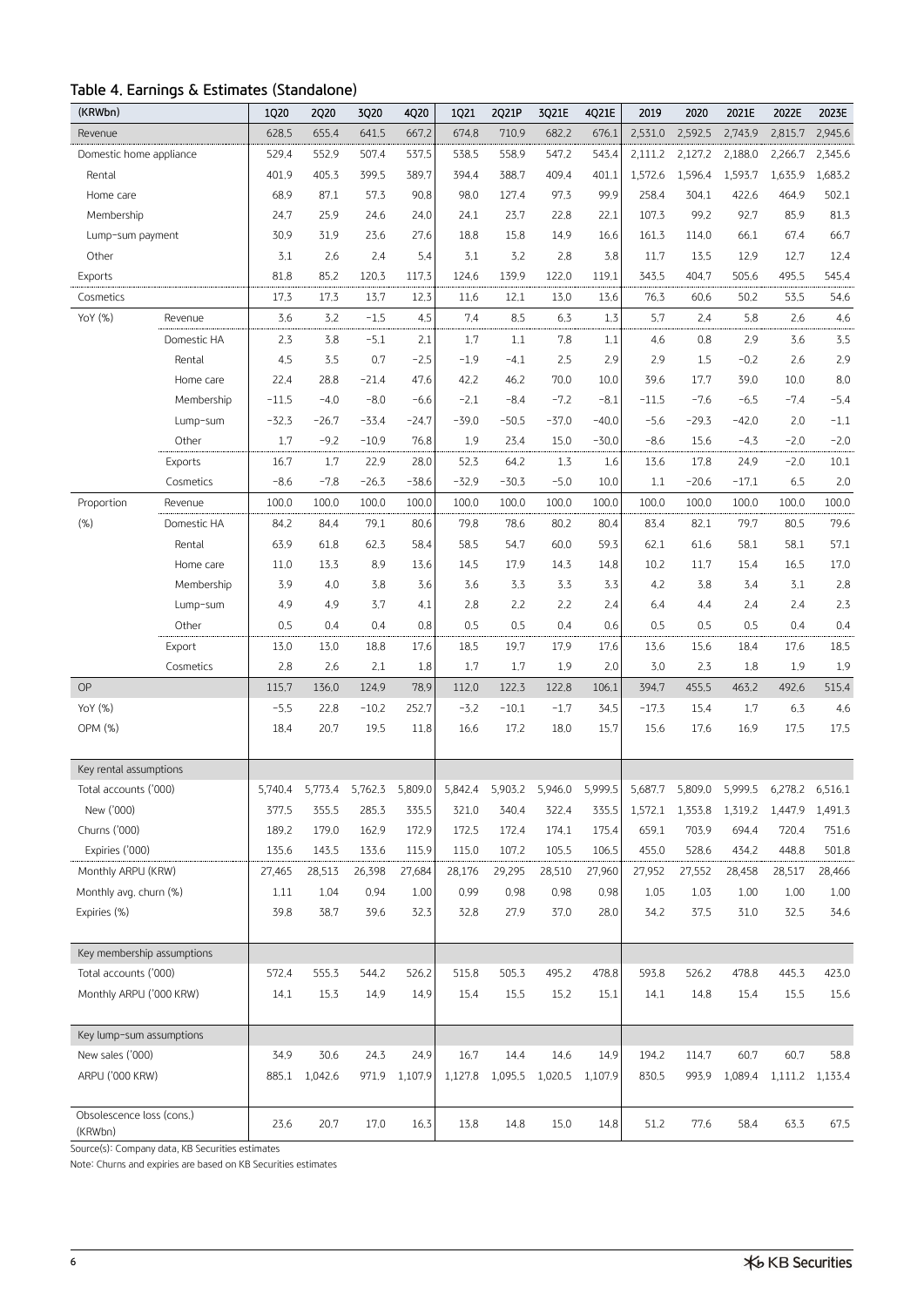## Table 4. Earnings & Estimates (Standalone)

| (KRWbn) | | 1Q20 | 2Q20 | 3Q20 | 4Q20 | 1Q21 | 2Q21P | 3Q21E | 4Q21E | 2019 | 2020 | 2021E | 2022E | 2023E |
|---|---|---|---|---|---|---|---|---|---|---|---|---|---|---|
| Revenue | | 628.5 | 655.4 | 641.5 | 667.2 | 674.8 | 710.9 | 682.2 | 676.1 | 2,531.0 | 2,592.5 | 2,743.9 | 2,815.7 | 2,945.6 |
| Domestic home appliance | | 529.4 | 552.9 | 507.4 | 537.5 | 538.5 | 558.9 | 547.2 | 543.4 | 2,111.2 | 2,127.2 | 2,188.0 | 2,266.7 | 2,345.6 |
| Rental | | 401.9 | 405.3 | 399.5 | 389.7 | 394.4 | 388.7 | 409.4 | 401.1 | 1,572.6 | 1,596.4 | 1,593.7 | 1,635.9 | 1,683.2 |
| Home care | | 68.9 | 87.1 | 57.3 | 90.8 | 98.0 | 127.4 | 97.3 | 99.9 | 258.4 | 304.1 | 422.6 | 464.9 | 502.1 |
| Membership | | 24.7 | 25.9 | 24.6 | 24.0 | 24.1 | 23.7 | 22.8 | 22.1 | 107.3 | 99.2 | 92.7 | 85.9 | 81.3 |
| Lump-sum payment | | 30.9 | 31.9 | 23.6 | 27.6 | 18.8 | 15.8 | 14.9 | 16.6 | 161.3 | 114.0 | 66.1 | 67.4 | 66.7 |
| Other | | 3.1 | 2.6 | 2.4 | 5.4 | 3.1 | 3.2 | 2.8 | 3.8 | 11.7 | 13.5 | 12.9 | 12.7 | 12.4 |
| Exports | | 81.8 | 85.2 | 120.3 | 117.3 | 124.6 | 139.9 | 122.0 | 119.1 | 343.5 | 404.7 | 505.6 | 495.5 | 545.4 |
| Cosmetics | | 17.3 | 17.3 | 13.7 | 12.3 | 11.6 | 12.1 | 13.0 | 13.6 | 76.3 | 60.6 | 50.2 | 53.5 | 54.6 |
| YoY (%) | Revenue | 3.6 | 3.2 | -1.5 | 4.5 | 7.4 | 8.5 | 6.3 | 1.3 | 5.7 | 2.4 | 5.8 | 2.6 | 4.6 |
| | Domestic HA | 2.3 | 3.8 | -5.1 | 2.1 | 1.7 | 1.1 | 7.8 | 1.1 | 4.6 | 0.8 | 2.9 | 3.6 | 3.5 |
| | Rental | 4.5 | 3.5 | 0.7 | -2.5 | -1.9 | -4.1 | 2.5 | 2.9 | 2.9 | 1.5 | -0.2 | 2.6 | 2.9 |
| | Home care | 22.4 | 28.8 | -21.4 | 47.6 | 42.2 | 46.2 | 70.0 | 10.0 | 39.6 | 17.7 | 39.0 | 10.0 | 8.0 |
| | Membership | -11.5 | -4.0 | -8.0 | -6.6 | -2.1 | -8.4 | -7.2 | -8.1 | -11.5 | -7.6 | -6.5 | -7.4 | -5.4 |
| | Lump-sum | -32.3 | -26.7 | -33.4 | -24.7 | -39.0 | -50.5 | -37.0 | -40.0 | -5.6 | -29.3 | -42.0 | 2.0 | -1.1 |
| | Other | 1.7 | -9.2 | -10.9 | 76.8 | 1.9 | 23.4 | 15.0 | -30.0 | -8.6 | 15.6 | -4.3 | -2.0 | -2.0 |
| | Exports | 16.7 | 1.7 | 22.9 | 28.0 | 52.3 | 64.2 | 1.3 | 1.6 | 13.6 | 17.8 | 24.9 | -2.0 | 10.1 |
| | Cosmetics | -8.6 | -7.8 | -26.3 | -38.6 | -32.9 | -30.3 | -5.0 | 10.0 | 1.1 | -20.6 | -17.1 | 6.5 | 2.0 |
| Proportion | Revenue | 100.0 | 100.0 | 100.0 | 100.0 | 100.0 | 100.0 | 100.0 | 100.0 | 100.0 | 100.0 | 100.0 | 100.0 | 100.0 |
| (%) | Domestic HA | 84.2 | 84.4 | 79.1 | 80.6 | 79.8 | 78.6 | 80.2 | 80.4 | 83.4 | 82.1 | 79.7 | 80.5 | 79.6 |
| | Rental | 63.9 | 61.8 | 62.3 | 58.4 | 58.5 | 54.7 | 60.0 | 59.3 | 62.1 | 61.6 | 58.1 | 58.1 | 57.1 |
| | Home care | 11.0 | 13.3 | 8.9 | 13.6 | 14.5 | 17.9 | 14.3 | 14.8 | 10.2 | 11.7 | 15.4 | 16.5 | 17.0 |
| | Membership | 3.9 | 4.0 | 3.8 | 3.6 | 3.6 | 3.3 | 3.3 | 3.3 | 4.2 | 3.8 | 3.4 | 3.1 | 2.8 |
| | Lump-sum | 4.9 | 4.9 | 3.7 | 4.1 | 2.8 | 2.2 | 2.2 | 2.4 | 6.4 | 4.4 | 2.4 | 2.4 | 2.3 |
| | Other | 0.5 | 0.4 | 0.4 | 0.8 | 0.5 | 0.5 | 0.4 | 0.6 | 0.5 | 0.5 | 0.5 | 0.4 | 0.4 |
| | Export | 13.0 | 13.0 | 18.8 | 17.6 | 18.5 | 19.7 | 17.9 | 17.6 | 13.6 | 15.6 | 18.4 | 17.6 | 18.5 |
| | Cosmetics | 2.8 | 2.6 | 2.1 | 1.8 | 1.7 | 1.7 | 1.9 | 2.0 | 3.0 | 2.3 | 1.8 | 1.9 | 1.9 |
| OP | | 115.7 | 136.0 | 124.9 | 78.9 | 112.0 | 122.3 | 122.8 | 106.1 | 394.7 | 455.5 | 463.2 | 492.6 | 515.4 |
| YoY (%) | | -5.5 | 22.8 | -10.2 | 252.7 | -3.2 | -10.1 | -1.7 | 34.5 | -17.3 | 15.4 | 1.7 | 6.3 | 4.6 |
| OPM (%) | | 18.4 | 20.7 | 19.5 | 11.8 | 16.6 | 17.2 | 18.0 | 15.7 | 15.6 | 17.6 | 16.9 | 17.5 | 17.5 |
| Key rental assumptions | | | | | | | | | | | | | | |
| Total accounts ('000) | | 5,740.4 | 5,773.4 | 5,762.3 | 5,809.0 | 5,842.4 | 5,903.2 | 5,946.0 | 5,999.5 | 5,687.7 | 5,809.0 | 5,999.5 | 6,278.2 | 6,516.1 |
| New ('000) | | 377.5 | 355.5 | 285.3 | 335.5 | 321.0 | 340.4 | 322.4 | 335.5 | 1,572.1 | 1,353.8 | 1,319.2 | 1,447.9 | 1,491.3 |
| Churns ('000) | | 189.2 | 179.0 | 162.9 | 172.9 | 172.5 | 172.4 | 174.1 | 175.4 | 659.1 | 703.9 | 694.4 | 720.4 | 751.6 |
| Expiries ('000) | | 135.6 | 143.5 | 133.6 | 115.9 | 115.0 | 107.2 | 105.5 | 106.5 | 455.0 | 528.6 | 434.2 | 448.8 | 501.8 |
| Monthly ARPU (KRW) | | 27,465 | 28,513 | 26,398 | 27,684 | 28,176 | 29,295 | 28,510 | 27,960 | 27,952 | 27,552 | 28,458 | 28,517 | 28,466 |
| Monthly avg. churn (%) | | 1.11 | 1.04 | 0.94 | 1.00 | 0.99 | 0.98 | 0.98 | 0.98 | 1.05 | 1.03 | 1.00 | 1.00 | 1.00 |
| Expiries (%) | | 39.8 | 38.7 | 39.6 | 32.3 | 32.8 | 27.9 | 37.0 | 28.0 | 34.2 | 37.5 | 31.0 | 32.5 | 34.6 |
| Key membership assumptions | | | | | | | | | | | | | | |
| Total accounts ('000) | | 572.4 | 555.3 | 544.2 | 526.2 | 515.8 | 505.3 | 495.2 | 478.8 | 593.8 | 526.2 | 478.8 | 445.3 | 423.0 |
| Monthly ARPU ('000 KRW) | | 14.1 | 15.3 | 14.9 | 14.9 | 15.4 | 15.5 | 15.2 | 15.1 | 14.1 | 14.8 | 15.4 | 15.5 | 15.6 |
| Key lump-sum assumptions | | | | | | | | | | | | | | |
| New sales ('000) | | 34.9 | 30.6 | 24.3 | 24.9 | 16.7 | 14.4 | 14.6 | 14.9 | 194.2 | 114.7 | 60.7 | 60.7 | 58.8 |
| ARPU ('000 KRW) | | 885.1 | 1,042.6 | 971.9 | 1,107.9 | 1,127.8 | 1,095.5 | 1,020.5 | 1,107.9 | 830.5 | 993.9 | 1,089.4 | 1,111.2 | 1,133.4 |
| Obsolescence loss (cons.) (KRWbn) | | 23.6 | 20.7 | 17.0 | 16.3 | 13.8 | 14.8 | 15.0 | 14.8 | 51.2 | 77.6 | 58.4 | 63.3 | 67.5 |

Source(s): Company data, KB Securities estimates

Note: Churns and expiries are based on KB Securities estimates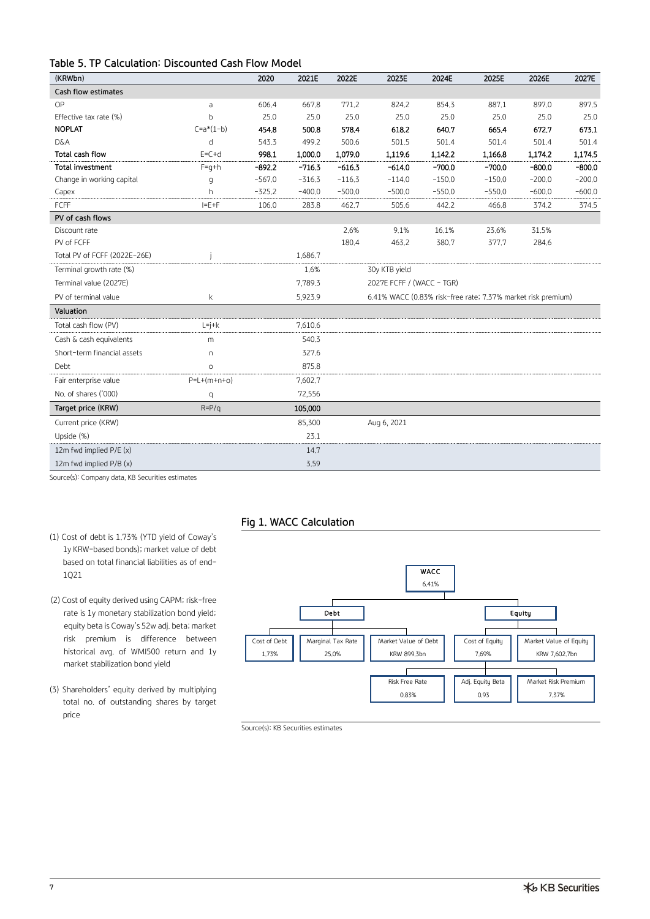## Table 5. TP Calculation: Discounted Cash Flow Model

| (KRWbn) | | 2020 | 2021E | 2022E | 2023E | 2024E | 2025E | 2026E | 2027E |
|---|---|---|---|---|---|---|---|---|---|
| **Cash flow estimates** | | | | | | | | | |
| OP | a | 606.4 | 667.8 | 771.2 | 824.2 | 854.3 | 887.1 | 897.0 | 897.5 |
| Effective tax rate (%) | b | 25.0 | 25.0 | 25.0 | 25.0 | 25.0 | 25.0 | 25.0 | 25.0 |
| **NOPLAT** | C=a*(1-b) | **454.8** | **500.8** | **578.4** | **618.2** | **640.7** | **665.4** | **672.7** | **673.1** |
| D&A | d | 543.3 | 499.2 | 500.6 | 501.5 | 501.4 | 501.4 | 501.4 | 501.4 |
| **Total cash flow** | E=C+d | **998.1** | **1,000.0** | **1,079.0** | **1,119.6** | **1,142.2** | **1,166.8** | **1,174.2** | **1,174.5** |
| **Total investment** | F=g+h | **-892.2** | **-716.3** | **-616.3** | **-614.0** | **-700.0** | **-700.0** | **-800.0** | **-800.0** |
| Change in working capital | g | -567.0 | -316.3 | -116.3 | -114.0 | -150.0 | -150.0 | -200.0 | -200.0 |
| Capex | h | -325.2 | -400.0 | -500.0 | -500.0 | -550.0 | -550.0 | -600.0 | -600.0 |
| FCFF | I=E+F | 106.0 | 283.8 | 462.7 | 505.6 | 442.2 | 466.8 | 374.2 | 374.5 |
| **PV of cash flows** | | | | | | | | | |
| Discount rate | | | | 2.6% | 9.1% | 16.1% | 23.6% | 31.5% | |
| PV of FCFF | | | | 180.4 | 463.2 | 380.7 | 377.7 | 284.6 | |
| Total PV of FCFF (2022E-26E) | j | | 1,686.7 | | | | | | |
| Terminal growth rate (%) | | | 1.6% | | 30y KTB yield | | | | |
| Terminal value (2027E) | | | 7,789.3 | | 2027E FCFF / (WACC - TGR) | | | | |
| PV of terminal value | k | | 5,923.9 | | 6.41% WACC (0.83% risk-free rate; 7.37% market risk premium) | | | | |
| **Valuation** | | | | | | | | | |
| Total cash flow (PV) | L=j+k | | 7,610.6 | | | | | | |
| Cash & cash equivalents | m | | 540.3 | | | | | | |
| Short-term financial assets | n | | 327.6 | | | | | | |
| Debt | o | | 875.8 | | | | | | |
| Fair enterprise value | P=L+(m+n+o) | | 7,602.7 | | | | | | |
| No. of shares ('000) | q | | 72,556 | | | | | | |
| **Target price (KRW)** | R=P/q | | **105,000** | | | | | | |
| Current price (KRW) | | | 85,300 | | Aug 6, 2021 | | | | |
| Upside (%) | | | 23.1 | | | | | | |
| 12m fwd implied P/E (x) | | | 14.7 | | | | | | |
| 12m fwd implied P/B (x) | | | 3.59 | | | | | | |

Source(s): Company data, KB Securities estimates

(1) Cost of debt is 1.73% (YTD yield of Coway's 1y KRW-based bonds); market value of debt based on total financial liabilities as of end-1Q21

(2) Cost of equity derived using CAPM; risk-free rate is 1y monetary stabilization bond yield; equity beta is Coway's 52w adj. beta; market risk premium is difference between historical avg. of WMI500 return and 1y market stabilization bond yield

(3) Shareholders' equity derived by multiplying total no. of outstanding shares by target price

## Fig 1. WACC Calculation

- **WACC**: 6.41%
  - **Debt**
    - Cost of Debt: 1.73%
    - Marginal Tax Rate: 25.0%
    - Market Value of Debt: KRW 899.3bn
  - **Equity**
    - Cost of Equity: 7.69%
      - Risk Free Rate: 0.83%
      - Adj. Equity Beta: 0.93
      - Market Risk Premium: 7.37%
    - Market Value of Equity: KRW 7,602.7bn

Source(s): KB Securities estimates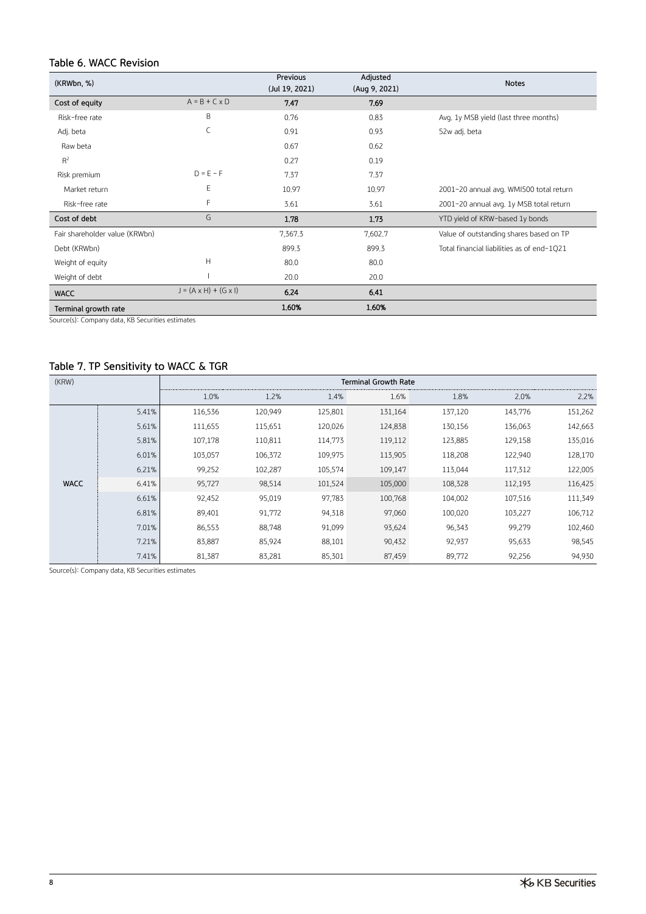## Table 6. WACC Revision

| (KRWbn, %) | | Previous (Jul 19, 2021) | Adjusted (Aug 9, 2021) | Notes |
|---|---|---|---|---|
| **Cost of equity** | A = B + C x D | **7.47** | **7.69** | |
| Risk-free rate | B | 0.76 | 0.83 | Avg. 1y MSB yield (last three months) |
| Adj. beta | C | 0.91 | 0.93 | 52w adj. beta |
| Raw beta | | 0.67 | 0.62 | |
| $R^2$ | | 0.27 | 0.19 | |
| Risk premium | D = E − F | 7.37 | 7.37 | |
| Market return | E | 10.97 | 10.97 | 2001–20 annual avg. WMI500 total return |
| Risk-free rate | F | 3.61 | 3.61 | 2001–20 annual avg. 1y MSB total return |
| **Cost of debt** | G | **1.78** | **1.73** | YTD yield of KRW-based 1y bonds |
| Fair shareholder value (KRWbn) | | 7,367.3 | 7,602.7 | Value of outstanding shares based on TP |
| Debt (KRWbn) | | 899.3 | 899.3 | Total financial liabilities as of end-1Q21 |
| Weight of equity | H | 80.0 | 80.0 | |
| Weight of debt | I | 20.0 | 20.0 | |
| **WACC** | J = (A x H) + (G x I) | **6.24** | **6.41** | |
| **Terminal growth rate** | | **1.60%** | **1.60%** | |

Source(s): Company data, KB Securities estimates

## Table 7. TP Sensitivity to WACC & TGR

| (KRW) | | Terminal Growth Rate | | | | | | |
|---|---|---|---|---|---|---|---|---|
| | | 1.0% | 1.2% | 1.4% | 1.6% | 1.8% | 2.0% | 2.2% |
| WACC | 5.41% | 116,536 | 120,949 | 125,801 | 131,164 | 137,120 | 143,776 | 151,262 |
| | 5.61% | 111,655 | 115,651 | 120,026 | 124,838 | 130,156 | 136,063 | 142,663 |
| | 5.81% | 107,178 | 110,811 | 114,773 | 119,112 | 123,885 | 129,158 | 135,016 |
| | 6.01% | 103,057 | 106,372 | 109,975 | 113,905 | 118,208 | 122,940 | 128,170 |
| | 6.21% | 99,252 | 102,287 | 105,574 | 109,147 | 113,044 | 117,312 | 122,005 |
| | 6.41% | 95,727 | 98,514 | 101,524 | 105,000 | 108,328 | 112,193 | 116,425 |
| | 6.61% | 92,452 | 95,019 | 97,783 | 100,768 | 104,002 | 107,516 | 111,349 |
| | 6.81% | 89,401 | 91,772 | 94,318 | 97,060 | 100,020 | 103,227 | 106,712 |
| | 7.01% | 86,553 | 88,748 | 91,099 | 93,624 | 96,343 | 99,279 | 102,460 |
| | 7.21% | 83,887 | 85,924 | 88,101 | 90,432 | 92,937 | 95,633 | 98,545 |
| | 7.41% | 81,387 | 83,281 | 85,301 | 87,459 | 89,772 | 92,256 | 94,930 |

Source(s): Company data, KB Securities estimates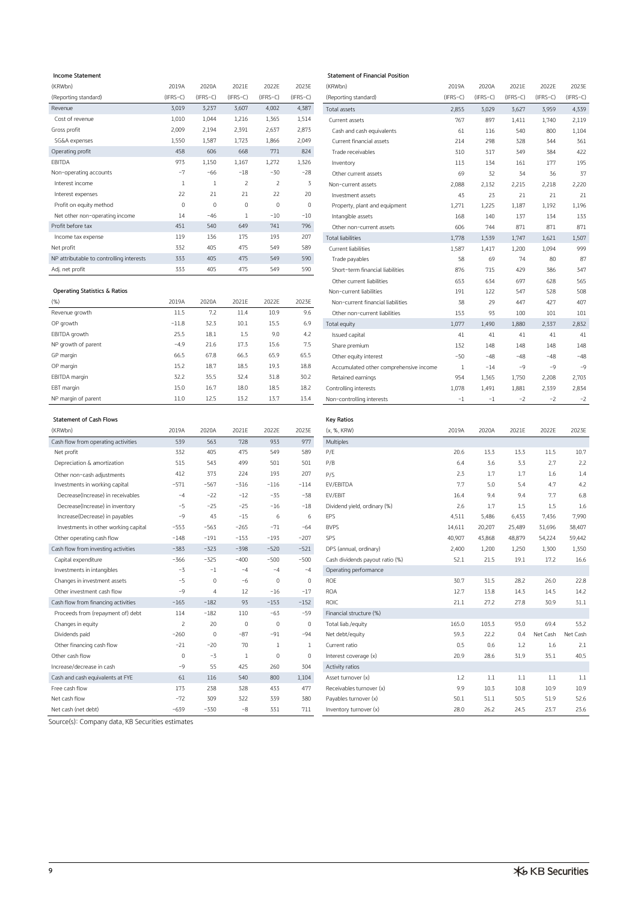### Income Statement

| (KRWbn) | 2019A | 2020A | 2021E | 2022E | 2023E |
|---|---|---|---|---|---|
| (Reporting standard) | (IFRS-C) | (IFRS-C) | (IFRS-C) | (IFRS-C) | (IFRS-C) |
| Revenue | 3,019 | 3,237 | 3,607 | 4,002 | 4,387 |
| Cost of revenue | 1,010 | 1,044 | 1,216 | 1,365 | 1,514 |
| Gross profit | 2,009 | 2,194 | 2,391 | 2,637 | 2,873 |
| SG&A expenses | 1,550 | 1,587 | 1,723 | 1,866 | 2,049 |
| Operating profit | 458 | 606 | 668 | 771 | 824 |
| EBITDA | 973 | 1,150 | 1,167 | 1,272 | 1,326 |
| Non-operating accounts | -7 | -66 | -18 | -30 | -28 |
| Interest income | 1 | 1 | 2 | 2 | 3 |
| Interest expenses | 22 | 21 | 21 | 22 | 20 |
| Profit on equity method | 0 | 0 | 0 | 0 | 0 |
| Net other non-operating income | 14 | -46 | 1 | -10 | -10 |
| Profit before tax | 451 | 540 | 649 | 741 | 796 |
| Income tax expense | 119 | 136 | 175 | 193 | 207 |
| Net profit | 332 | 405 | 475 | 549 | 589 |
| NP attributable to controlling interests | 333 | 405 | 475 | 549 | 590 |
| Adj. net profit | 333 | 405 | 475 | 549 | 590 |

### Operating Statistics & Ratios

| (%) | 2019A | 2020A | 2021E | 2022E | 2023E |
|---|---|---|---|---|---|
| Revenue growth | 11.5 | 7.2 | 11.4 | 10.9 | 9.6 |
| OP growth | -11.8 | 32.3 | 10.1 | 15.5 | 6.9 |
| EBITDA growth | 25.5 | 18.1 | 1.5 | 9.0 | 4.2 |
| NP growth of parent | -4.9 | 21.6 | 17.3 | 15.6 | 7.5 |
| GP margin | 66.5 | 67.8 | 66.3 | 65.9 | 65.5 |
| OP margin | 15.2 | 18.7 | 18.5 | 19.3 | 18.8 |
| EBITDA margin | 32.2 | 35.5 | 32.4 | 31.8 | 30.2 |
| EBT margin | 15.0 | 16.7 | 18.0 | 18.5 | 18.2 |
| NP margin of parent | 11.0 | 12.5 | 13.2 | 13.7 | 13.4 |

### Statement of Cash Flows

| (KRWbn) | 2019A | 2020A | 2021E | 2022E | 2023E |
|---|---|---|---|---|---|
| Cash flow from operating activities | 539 | 563 | 728 | 933 | 977 |
| Net profit | 332 | 405 | 475 | 549 | 589 |
| Depreciation & amortization | 515 | 543 | 499 | 501 | 501 |
| Other non-cash adjustments | 412 | 373 | 224 | 193 | 207 |
| Investments in working capital | -571 | -567 | -316 | -116 | -114 |
| Decrease(Increase) in receivables | -4 | -22 | -12 | -35 | -38 |
| Decrease(Increase) in inventory | -5 | -25 | -25 | -16 | -18 |
| Increase(Decrease) in payables | -9 | 43 | -15 | 6 | 6 |
| Investments in other working capital | -553 | -563 | -265 | -71 | -64 |
| Other operating cash flow | -148 | -191 | -153 | -193 | -207 |
| Cash flow from investing activities | -383 | -323 | -398 | -520 | -521 |
| Capital expenditure | -366 | -325 | -400 | -500 | -500 |
| Investments in intangibles | -3 | -1 | -4 | -4 | -4 |
| Changes in investment assets | -5 | 0 | -6 | 0 | 0 |
| Other investment cash flow | -9 | 4 | 12 | -16 | -17 |
| Cash flow from financing activities | -165 | -182 | 93 | -153 | -152 |
| Proceeds from (repayment of) debt | 114 | -182 | 110 | -63 | -59 |
| Changes in equity | 2 | 20 | 0 | 0 | 0 |
| Dividends paid | -260 | 0 | -87 | -91 | -94 |
| Other financing cash flow | -21 | -20 | 70 | 1 | 1 |
| Other cash flow | 0 | -3 | 1 | 0 | 0 |
| Increase/decrease in cash | -9 | 55 | 425 | 260 | 304 |
| Cash and cash equivalents at FYE | 61 | 116 | 540 | 800 | 1,104 |
| Free cash flow | 173 | 238 | 328 | 433 | 477 |
| Net cash flow | -72 | 309 | 322 | 339 | 380 |
| Net cash (net debt) | -639 | -330 | -8 | 331 | 711 |

### Statement of Financial Position

| (KRWbn) | 2019A | 2020A | 2021E | 2022E | 2023E |
|---|---|---|---|---|---|
| (Reporting standard) | (IFRS-C) | (IFRS-C) | (IFRS-C) | (IFRS-C) | (IFRS-C) |
| Total assets | 2,855 | 3,029 | 3,627 | 3,959 | 4,339 |
| Current assets | 767 | 897 | 1,411 | 1,740 | 2,119 |
| Cash and cash equivalents | 61 | 116 | 540 | 800 | 1,104 |
| Current financial assets | 214 | 298 | 328 | 344 | 361 |
| Trade receivables | 310 | 317 | 349 | 384 | 422 |
| Inventory | 113 | 134 | 161 | 177 | 195 |
| Other current assets | 69 | 32 | 34 | 36 | 37 |
| Non-current assets | 2,088 | 2,132 | 2,215 | 2,218 | 2,220 |
| Investment assets | 43 | 23 | 21 | 21 | 21 |
| Property, plant and equipment | 1,271 | 1,225 | 1,187 | 1,192 | 1,196 |
| Intangible assets | 168 | 140 | 137 | 134 | 133 |
| Other non-current assets | 606 | 744 | 871 | 871 | 871 |
| Total liabilities | 1,778 | 1,539 | 1,747 | 1,621 | 1,507 |
| Current liabilities | 1,587 | 1,417 | 1,200 | 1,094 | 999 |
| Trade payables | 58 | 69 | 74 | 80 | 87 |
| Short-term financial liabilities | 876 | 715 | 429 | 386 | 347 |
| Other current liabilities | 653 | 634 | 697 | 628 | 565 |
| Non-current liabilities | 191 | 122 | 547 | 528 | 508 |
| Non-current financial liabilities | 38 | 29 | 447 | 427 | 407 |
| Other non-current liabilities | 153 | 93 | 100 | 101 | 101 |
| Total equity | 1,077 | 1,490 | 1,880 | 2,337 | 2,832 |
| Issued capital | 41 | 41 | 41 | 41 | 41 |
| Share premium | 132 | 148 | 148 | 148 | 148 |
| Other equity interest | -50 | -48 | -48 | -48 | -48 |
| Accumulated other comprehensive income | 1 | -14 | -9 | -9 | -9 |
| Retained earnings | 954 | 1,365 | 1,750 | 2,208 | 2,703 |
| Controlling interests | 1,078 | 1,491 | 1,881 | 2,339 | 2,834 |
| Non-controlling interests | -1 | -1 | -2 | -2 | -2 |

### Key Ratios

| (x, %, KRW) | 2019A | 2020A | 2021E | 2022E | 2023E |
|---|---|---|---|---|---|
| **Multiples** | | | | | |
| P/E | 20.6 | 13.3 | 13.3 | 11.5 | 10.7 |
| P/B | 6.4 | 3.6 | 3.3 | 2.7 | 2.2 |
| P/S | 2.3 | 1.7 | 1.7 | 1.6 | 1.4 |
| EV/EBITDA | 7.7 | 5.0 | 5.4 | 4.7 | 4.2 |
| EV/EBIT | 16.4 | 9.4 | 9.4 | 7.7 | 6.8 |
| Dividend yield, ordinary (%) | 2.6 | 1.7 | 1.5 | 1.5 | 1.6 |
| EPS | 4,511 | 5,486 | 6,433 | 7,436 | 7,990 |
| BVPS | 14,611 | 20,207 | 25,489 | 31,696 | 38,407 |
| SPS | 40,907 | 43,868 | 48,879 | 54,224 | 59,442 |
| DPS (annual, ordinary) | 2,400 | 1,200 | 1,250 | 1,300 | 1,350 |
| Cash dividends payout ratio (%) | 52.1 | 21.5 | 19.1 | 17.2 | 16.6 |
| **Operating performance** | | | | | |
| ROE | 30.7 | 31.5 | 28.2 | 26.0 | 22.8 |
| ROA | 12.7 | 13.8 | 14.3 | 14.5 | 14.2 |
| ROIC | 21.1 | 27.2 | 27.8 | 30.9 | 31.1 |
| **Financial structure (%)** | | | | | |
| Total liab./equity | 165.0 | 103.3 | 93.0 | 69.4 | 53.2 |
| Net debt/equity | 59.3 | 22.2 | 0.4 | Net Cash | Net Cash |
| Current ratio | 0.5 | 0.6 | 1.2 | 1.6 | 2.1 |
| Interest coverage (x) | 20.9 | 28.6 | 31.9 | 35.1 | 40.5 |
| **Activity ratios** | | | | | |
| Asset turnover (x) | 1.2 | 1.1 | 1.1 | 1.1 | 1.1 |
| Receivables turnover (x) | 9.9 | 10.3 | 10.8 | 10.9 | 10.9 |
| Payables turnover (x) | 50.1 | 51.1 | 50.5 | 51.9 | 52.6 |
| Inventory turnover (x) | 28.0 | 26.2 | 24.5 | 23.7 | 23.6 |

Source(s): Company data, KB Securities estimates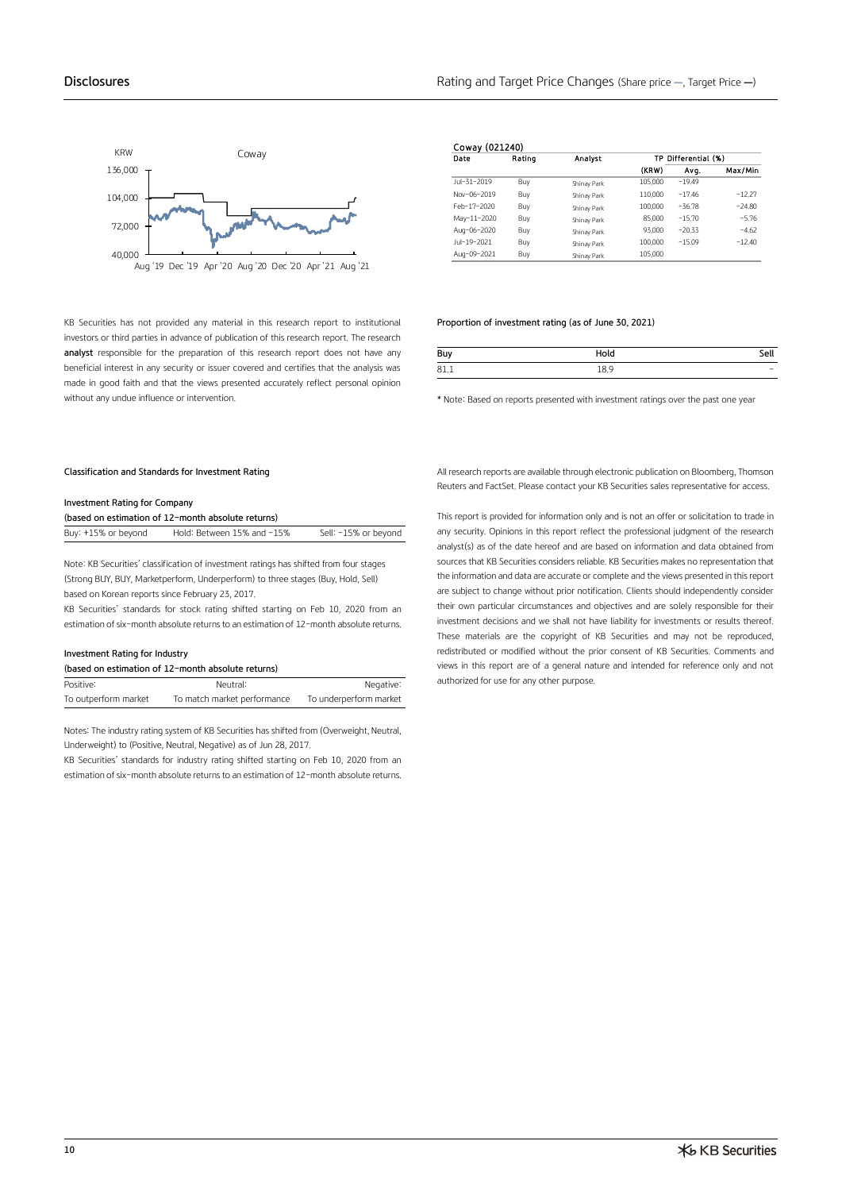## Disclosures

Rating and Target Price Changes (Share price —, Target Price —)

KRW
Coway
136,000
104,000
72,000
40,000
Aug '19 Dec '19 Apr '20 Aug '20 Dec '20 Apr '21 Aug '21

Coway (021240)

| Date | Rating | Analyst | TP | Differential (%) | |
|---|---|---|---|---|---|
| | | | (KRW) | Avg. | Max/Min |
| Jul-31-2019 | Buy | Shinay Park | 105,000 | -19.49 | |
| Nov-06-2019 | Buy | Shinay Park | 110,000 | -17.46 | -12.27 |
| Feb-17-2020 | Buy | Shinay Park | 100,000 | -36.78 | -24.80 |
| May-11-2020 | Buy | Shinay Park | 85,000 | -15.70 | -5.76 |
| Aug-06-2020 | Buy | Shinay Park | 93,000 | -20.33 | -4.62 |
| Jul-19-2021 | Buy | Shinay Park | 100,000 | -15.09 | -12.40 |
| Aug-09-2021 | Buy | Shinay Park | 105,000 | | |

KB Securities has not provided any material in this research report to institutional investors or third parties in advance of publication of this research report. The research **analyst** responsible for the preparation of this research report does not have any beneficial interest in any security or issuer covered and certifies that the analysis was made in good faith and that the views presented accurately reflect personal opinion without any undue influence or intervention.

Proportion of investment rating (as of June 30, 2021)

| Buy | Hold | Sell |
|---|---|---|
| 81.1 | 18.9 | - |

* Note: Based on reports presented with investment ratings over the past one year

### Classification and Standards for Investment Rating

#### Investment Rating for Company

(based on estimation of 12-month absolute returns)

| Buy: +15% or beyond | Hold: Between 15% and -15% | Sell: -15% or beyond |
|---|---|---|

Note: KB Securities' classification of investment ratings has shifted from four stages (Strong BUY, BUY, Marketperform, Underperform) to three stages (Buy, Hold, Sell) based on Korean reports since February 23, 2017.

KB Securities' standards for stock rating shifted starting on Feb 10, 2020 from an estimation of six-month absolute returns to an estimation of 12-month absolute returns.

#### Investment Rating for Industry

(based on estimation of 12-month absolute returns)

| Positive: | Neutral: | Negative: |
|---|---|---|
| To outperform market | To match market performance | To underperform market |

Notes: The industry rating system of KB Securities has shifted from (Overweight, Neutral, Underweight) to (Positive, Neutral, Negative) as of Jun 28, 2017.

KB Securities' standards for industry rating shifted starting on Feb 10, 2020 from an estimation of six-month absolute returns to an estimation of 12-month absolute returns.

All research reports are available through electronic publication on Bloomberg, Thomson Reuters and FactSet. Please contact your KB Securities sales representative for access.

This report is provided for information only and is not an offer or solicitation to trade in any security. Opinions in this report reflect the professional judgment of the research analyst(s) as of the date hereof and are based on information and data obtained from sources that KB Securities considers reliable. KB Securities makes no representation that the information and data are accurate or complete and the views presented in this report are subject to change without prior notification. Clients should independently consider their own particular circumstances and objectives and are solely responsible for their investment decisions and we shall not have liability for investments or results thereof. These materials are the copyright of KB Securities and may not be reproduced, redistributed or modified without the prior consent of KB Securities. Comments and views in this report are of a general nature and intended for reference only and not authorized for use for any other purpose.